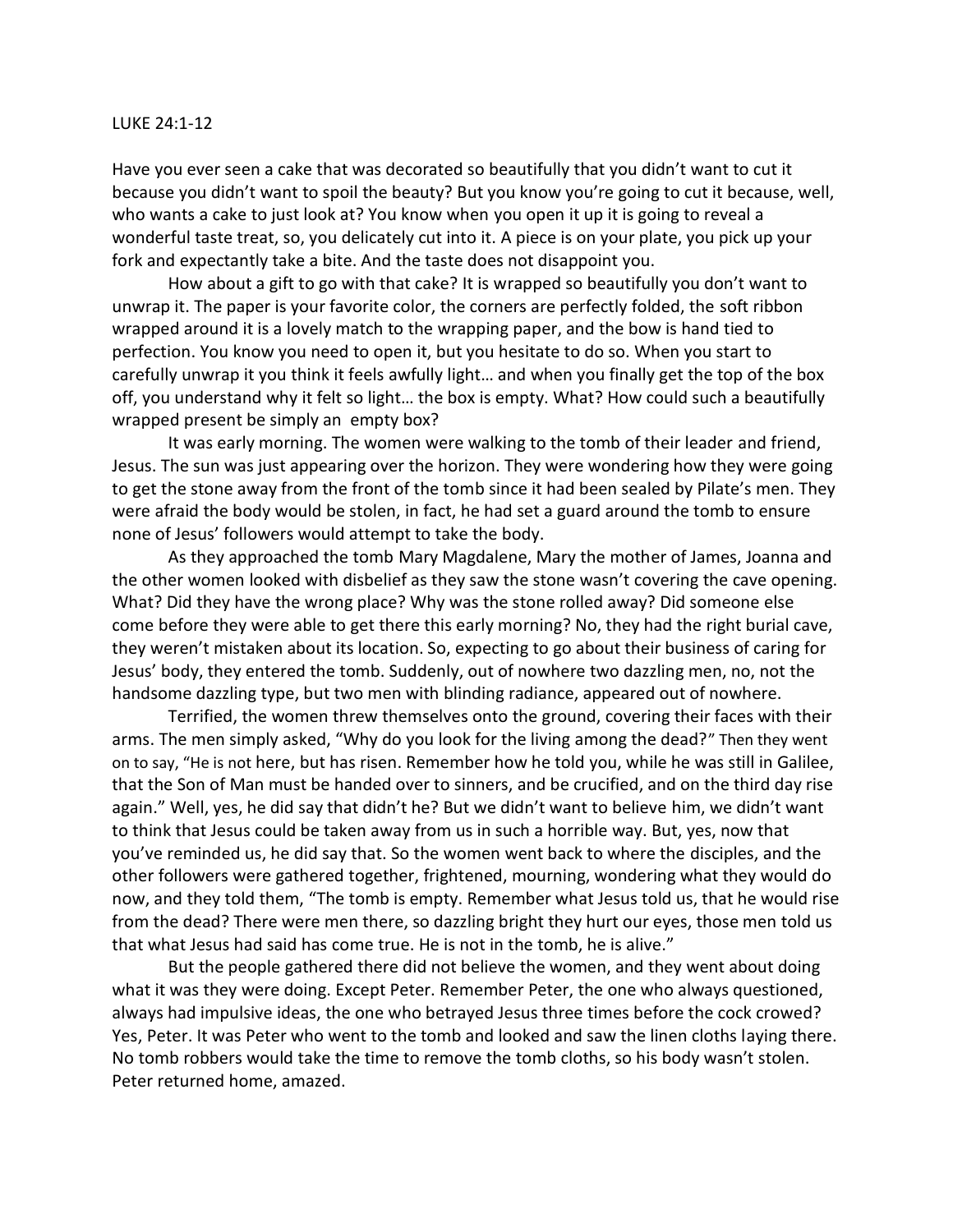LUKE 24:1-12

Have you ever seen a cake that was decorated so beautifully that you didn't want to cut it because you didn't want to spoil the beauty? But you know you're going to cut it because, well, who wants a cake to just look at? You know when you open it up it is going to reveal a wonderful taste treat, so, you delicately cut into it. A piece is on your plate, you pick up your fork and expectantly take a bite. And the taste does not disappoint you.

How about a gift to go with that cake? It is wrapped so beautifully you don't want to unwrap it. The paper is your favorite color, the corners are perfectly folded, the soft ribbon wrapped around it is a lovely match to the wrapping paper, and the bow is hand tied to perfection. You know you need to open it, but you hesitate to do so. When you start to carefully unwrap it you think it feels awfully light… and when you finally get the top of the box off, you understand why it felt so light… the box is empty. What? How could such a beautifully wrapped present be simply an empty box?

It was early morning. The women were walking to the tomb of their leader and friend, Jesus. The sun was just appearing over the horizon. They were wondering how they were going to get the stone away from the front of the tomb since it had been sealed by Pilate's men. They were afraid the body would be stolen, in fact, he had set a guard around the tomb to ensure none of Jesus' followers would attempt to take the body.

As they approached the tomb Mary Magdalene, Mary the mother of James, Joanna and the other women looked with disbelief as they saw the stone wasn't covering the cave opening. What? Did they have the wrong place? Why was the stone rolled away? Did someone else come before they were able to get there this early morning? No, they had the right burial cave, they weren't mistaken about its location. So, expecting to go about their business of caring for Jesus' body, they entered the tomb. Suddenly, out of nowhere two dazzling men, no, not the handsome dazzling type, but two men with blinding radiance, appeared out of nowhere.

Terrified, the women threw themselves onto the ground, covering their faces with their arms. The men simply asked, "Why do you look for the living among the dead?" Then they went on to say, "He is not here, but has risen. Remember how he told you, while he was still in Galilee, that the Son of Man must be handed over to sinners, and be crucified, and on the third day rise again." Well, yes, he did say that didn't he? But we didn't want to believe him, we didn't want to think that Jesus could be taken away from us in such a horrible way. But, yes, now that you've reminded us, he did say that. So the women went back to where the disciples, and the other followers were gathered together, frightened, mourning, wondering what they would do now, and they told them, "The tomb is empty. Remember what Jesus told us, that he would rise from the dead? There were men there, so dazzling bright they hurt our eyes, those men told us that what Jesus had said has come true. He is not in the tomb, he is alive."

But the people gathered there did not believe the women, and they went about doing what it was they were doing. Except Peter. Remember Peter, the one who always questioned, always had impulsive ideas, the one who betrayed Jesus three times before the cock crowed? Yes, Peter. It was Peter who went to the tomb and looked and saw the linen cloths laying there. No tomb robbers would take the time to remove the tomb cloths, so his body wasn't stolen. Peter returned home, amazed.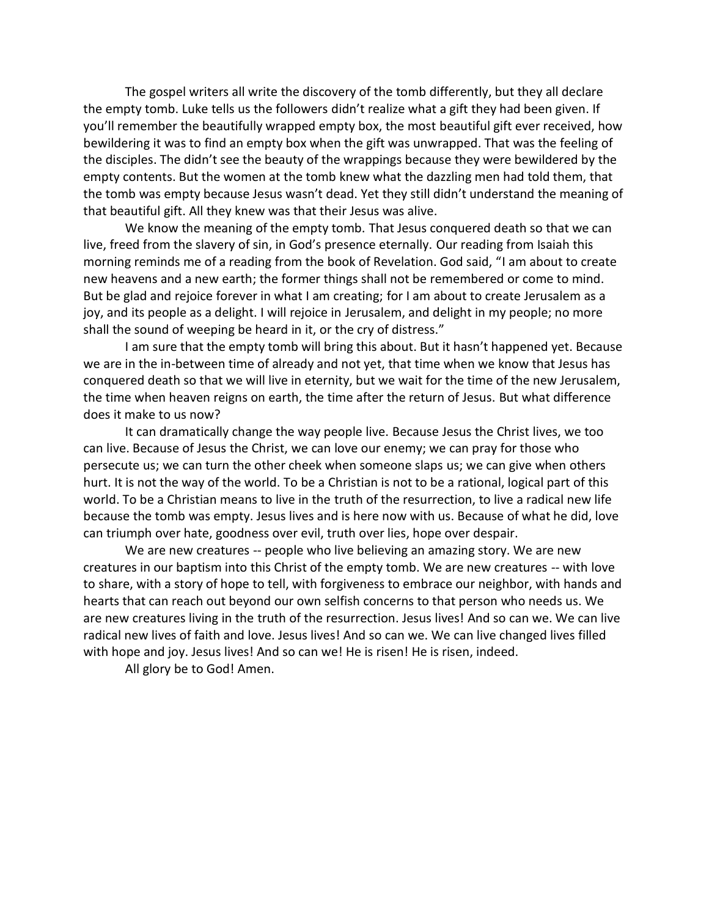The gospel writers all write the discovery of the tomb differently, but they all declare the empty tomb. Luke tells us the followers didn't realize what a gift they had been given. If you'll remember the beautifully wrapped empty box, the most beautiful gift ever received, how bewildering it was to find an empty box when the gift was unwrapped. That was the feeling of the disciples. The didn't see the beauty of the wrappings because they were bewildered by the empty contents. But the women at the tomb knew what the dazzling men had told them, that the tomb was empty because Jesus wasn't dead. Yet they still didn't understand the meaning of that beautiful gift. All they knew was that their Jesus was alive.

We know the meaning of the empty tomb. That Jesus conquered death so that we can live, freed from the slavery of sin, in God's presence eternally. Our reading from Isaiah this morning reminds me of a reading from the book of Revelation. God said, "I am about to create new heavens and a new earth; the former things shall not be remembered or come to mind. But be glad and rejoice forever in what I am creating; for I am about to create Jerusalem as a joy, and its people as a delight. I will rejoice in Jerusalem, and delight in my people; no more shall the sound of weeping be heard in it, or the cry of distress."

I am sure that the empty tomb will bring this about. But it hasn't happened yet. Because we are in the in-between time of already and not yet, that time when we know that Jesus has conquered death so that we will live in eternity, but we wait for the time of the new Jerusalem, the time when heaven reigns on earth, the time after the return of Jesus. But what difference does it make to us now?

It can dramatically change the way people live. Because Jesus the Christ lives, we too can live. Because of Jesus the Christ, we can love our enemy; we can pray for those who persecute us; we can turn the other cheek when someone slaps us; we can give when others hurt. It is not the way of the world. To be a Christian is not to be a rational, logical part of this world. To be a Christian means to live in the truth of the resurrection, to live a radical new life because the tomb was empty. Jesus lives and is here now with us. Because of what he did, love can triumph over hate, goodness over evil, truth over lies, hope over despair.

We are new creatures -- people who live believing an amazing story. We are new creatures in our baptism into this Christ of the empty tomb. We are new creatures -- with love to share, with a story of hope to tell, with forgiveness to embrace our neighbor, with hands and hearts that can reach out beyond our own selfish concerns to that person who needs us. We are new creatures living in the truth of the resurrection. Jesus lives! And so can we. We can live radical new lives of faith and love. Jesus lives! And so can we. We can live changed lives filled with hope and joy. Jesus lives! And so can we! He is risen! He is risen, indeed.

All glory be to God! Amen.